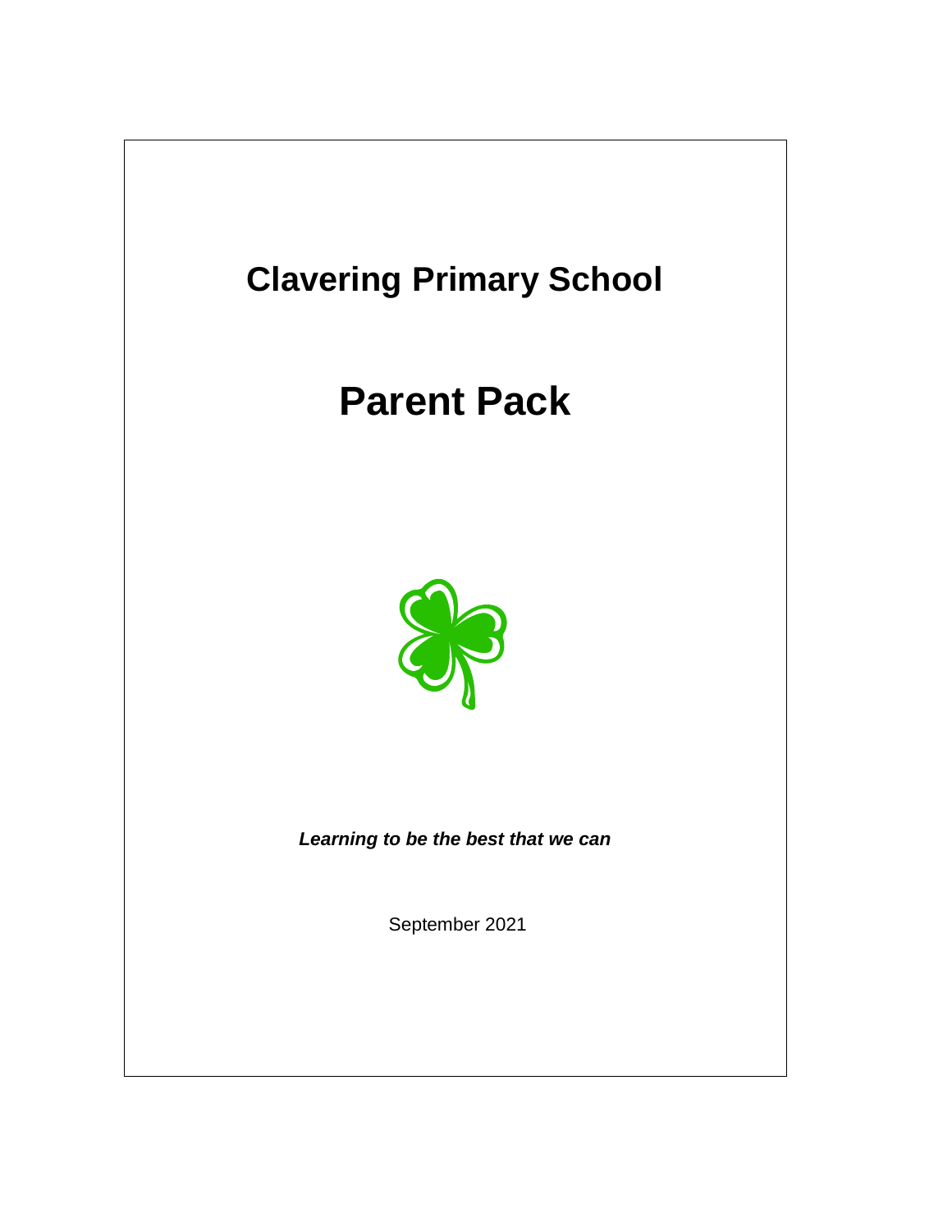# Clavering Primary School

# Parent Pack

***Learning to be the best that we can***

September 2021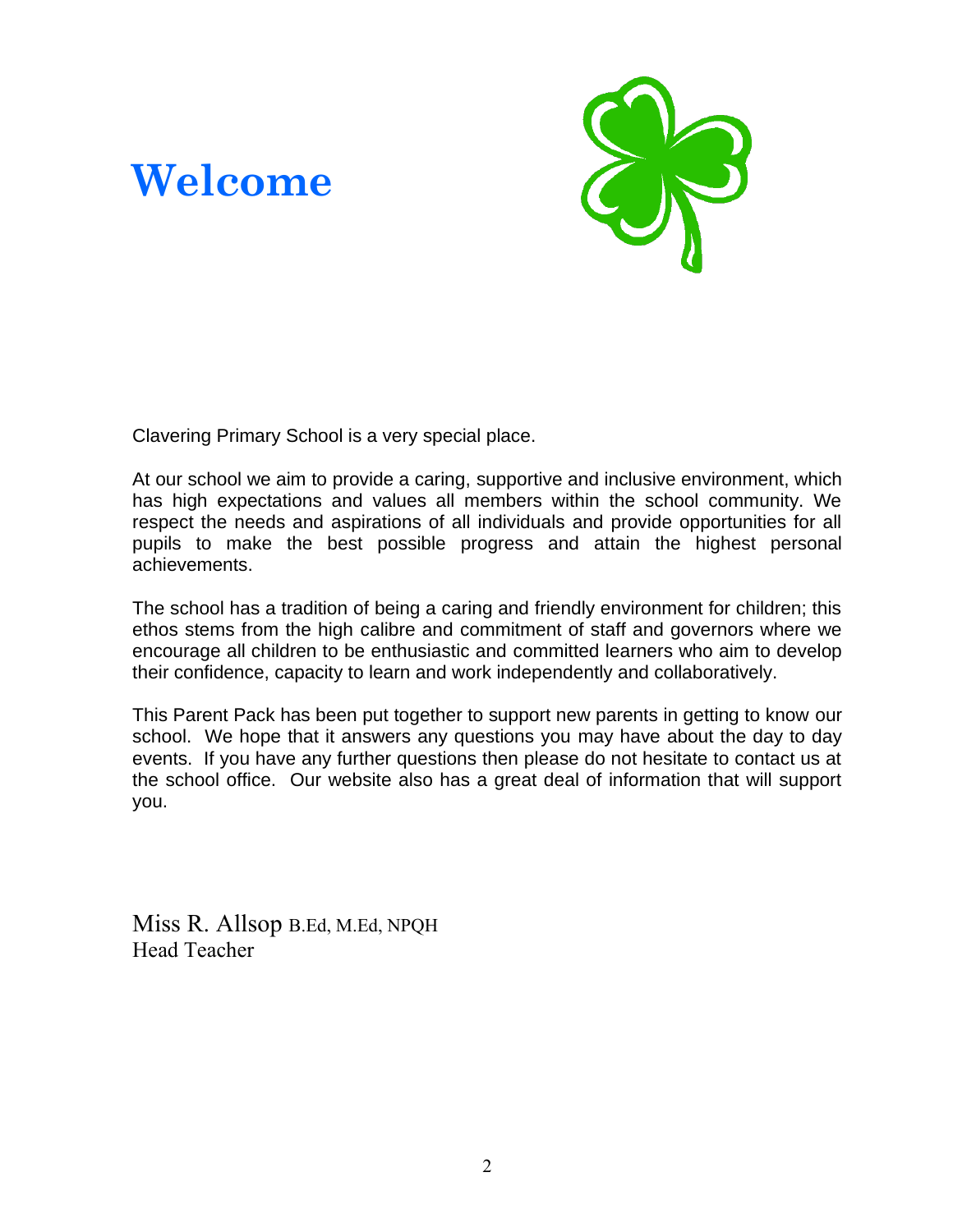# Welcome

Clavering Primary School is a very special place.

At our school we aim to provide a caring, supportive and inclusive environment, which has high expectations and values all members within the school community. We respect the needs and aspirations of all individuals and provide opportunities for all pupils to make the best possible progress and attain the highest personal achievements.

The school has a tradition of being a caring and friendly environment for children; this ethos stems from the high calibre and commitment of staff and governors where we encourage all children to be enthusiastic and committed learners who aim to develop their confidence, capacity to learn and work independently and collaboratively.

This Parent Pack has been put together to support new parents in getting to know our school. We hope that it answers any questions you may have about the day to day events. If you have any further questions then please do not hesitate to contact us at the school office. Our website also has a great deal of information that will support you.

Miss R. Allsop B.Ed, M.Ed, NPQH  
Head Teacher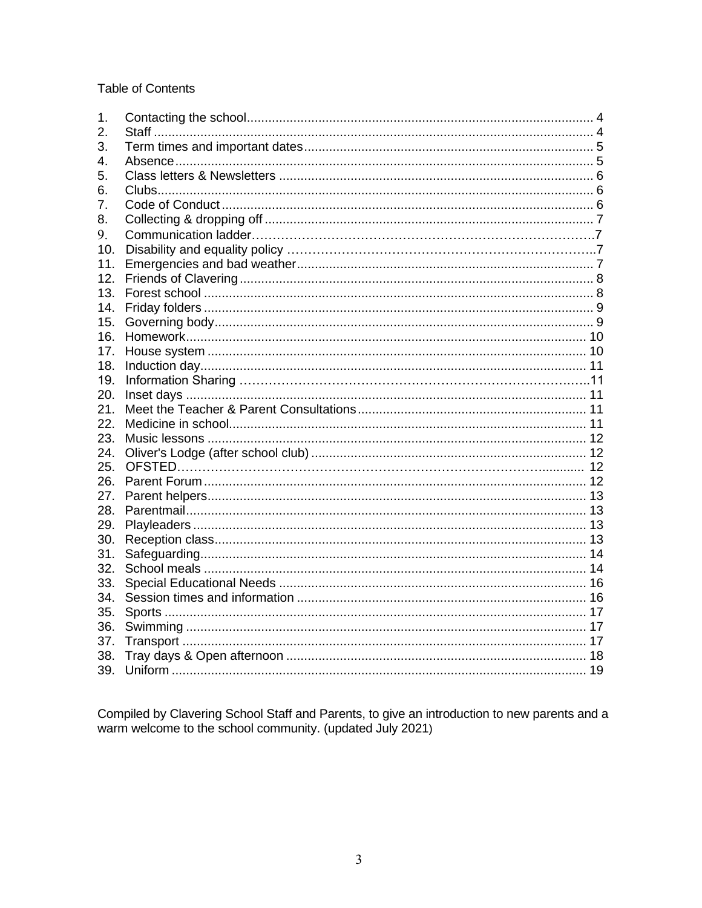Table of Contents

1. Contacting the school ........ 4
2. Staff ........ 4
3. Term times and important dates ........ 5
4. Absence ........ 5
5. Class letters & Newsletters ........ 6
6. Clubs ........ 6
7. Code of Conduct ........ 6
8. Collecting & dropping off ........ 7
9. Communication ladder ........ 7
10. Disability and equality policy ........ 7
11. Emergencies and bad weather ........ 7
12. Friends of Clavering ........ 8
13. Forest school ........ 8
14. Friday folders ........ 9
15. Governing body ........ 9
16. Homework ........ 10
17. House system ........ 10
18. Induction day ........ 11
19. Information Sharing ........ 11
20. Inset days ........ 11
21. Meet the Teacher & Parent Consultations ........ 11
22. Medicine in school ........ 11
23. Music lessons ........ 12
24. Oliver's Lodge (after school club) ........ 12
25. OFSTED ........ 12
26. Parent Forum ........ 12
27. Parent helpers ........ 13
28. Parentmail ........ 13
29. Playleaders ........ 13
30. Reception class ........ 13
31. Safeguarding ........ 14
32. School meals ........ 14
33. Special Educational Needs ........ 16
34. Session times and information ........ 16
35. Sports ........ 17
36. Swimming ........ 17
37. Transport ........ 17
38. Tray days & Open afternoon ........ 18
39. Uniform ........ 19

Compiled by Clavering School Staff and Parents, to give an introduction to new parents and a warm welcome to the school community. (updated July 2021)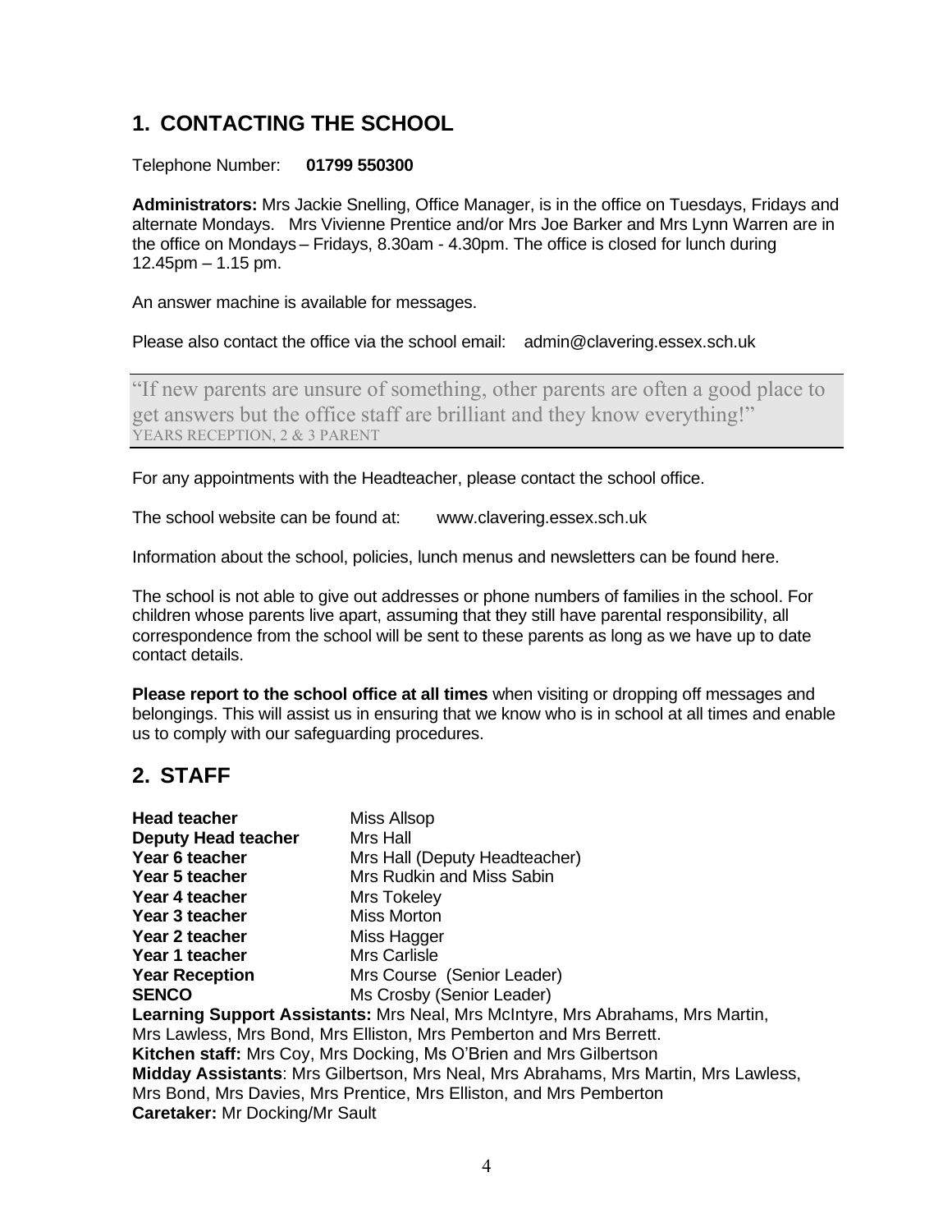## 1. CONTACTING THE SCHOOL

Telephone Number: **01799 550300**

**Administrators:** Mrs Jackie Snelling, Office Manager, is in the office on Tuesdays, Fridays and alternate Mondays. Mrs Vivienne Prentice and/or Mrs Joe Barker and Mrs Lynn Warren are in the office on Mondays – Fridays, 8.30am - 4.30pm. The office is closed for lunch during 12.45pm – 1.15 pm.

An answer machine is available for messages.

Please also contact the office via the school email: admin@clavering.essex.sch.uk

> "If new parents are unsure of something, other parents are often a good place to get answers but the office staff are brilliant and they know everything!"
> YEARS RECEPTION, 2 & 3 PARENT

For any appointments with the Headteacher, please contact the school office.

The school website can be found at: www.clavering.essex.sch.uk

Information about the school, policies, lunch menus and newsletters can be found here.

The school is not able to give out addresses or phone numbers of families in the school. For children whose parents live apart, assuming that they still have parental responsibility, all correspondence from the school will be sent to these parents as long as we have up to date contact details.

**Please report to the school office at all times** when visiting or dropping off messages and belongings. This will assist us in ensuring that we know who is in school at all times and enable us to comply with our safeguarding procedures.

## 2. STAFF

**Head teacher** Miss Allsop
**Deputy Head teacher** Mrs Hall
**Year 6 teacher** Mrs Hall (Deputy Headteacher)
**Year 5 teacher** Mrs Rudkin and Miss Sabin
**Year 4 teacher** Mrs Tokeley
**Year 3 teacher** Miss Morton
**Year 2 teacher** Miss Hagger
**Year 1 teacher** Mrs Carlisle
**Year Reception** Mrs Course (Senior Leader)
**SENCO** Ms Crosby (Senior Leader)
**Learning Support Assistants:** Mrs Neal, Mrs McIntyre, Mrs Abrahams, Mrs Martin, Mrs Lawless, Mrs Bond, Mrs Elliston, Mrs Pemberton and Mrs Berrett.
**Kitchen staff:** Mrs Coy, Mrs Docking, Ms O'Brien and Mrs Gilbertson
**Midday Assistants**: Mrs Gilbertson, Mrs Neal, Mrs Abrahams, Mrs Martin, Mrs Lawless, Mrs Bond, Mrs Davies, Mrs Prentice, Mrs Elliston, and Mrs Pemberton
**Caretaker:** Mr Docking/Mr Sault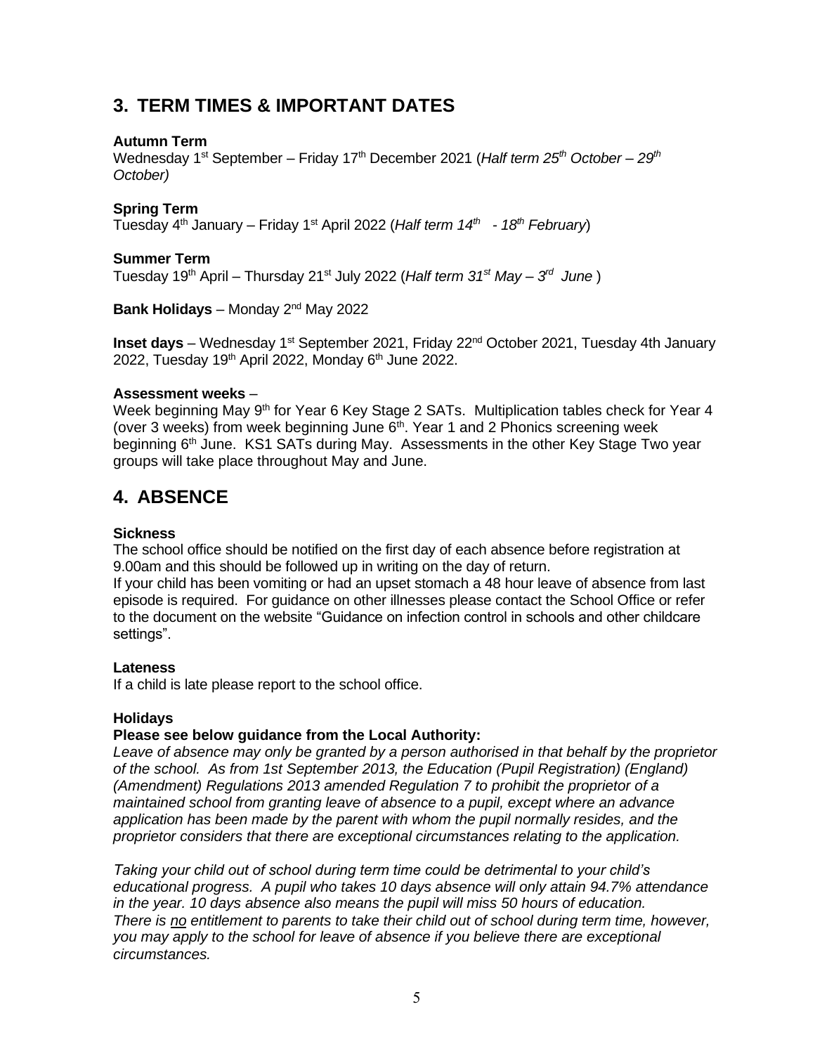## 3. TERM TIMES & IMPORTANT DATES

**Autumn Term**
Wednesday 1st September – Friday 17th December 2021 (*Half term 25th October – 29th October)*

**Spring Term**
Tuesday 4th January – Friday 1st April 2022 (*Half term 14th - 18th February*)

**Summer Term**
Tuesday 19th April – Thursday 21st July 2022 (*Half term 31st May – 3rd June* )

**Bank Holidays** – Monday 2nd May 2022

**Inset days** – Wednesday 1st September 2021, Friday 22nd October 2021, Tuesday 4th January 2022, Tuesday 19th April 2022, Monday 6th June 2022.

**Assessment weeks** –
Week beginning May 9th for Year 6 Key Stage 2 SATs. Multiplication tables check for Year 4 (over 3 weeks) from week beginning June 6th. Year 1 and 2 Phonics screening week beginning 6th June. KS1 SATs during May. Assessments in the other Key Stage Two year groups will take place throughout May and June.

## 4. ABSENCE

**Sickness**
The school office should be notified on the first day of each absence before registration at 9.00am and this should be followed up in writing on the day of return.
If your child has been vomiting or had an upset stomach a 48 hour leave of absence from last episode is required. For guidance on other illnesses please contact the School Office or refer to the document on the website "Guidance on infection control in schools and other childcare settings".

**Lateness**
If a child is late please report to the school office.

**Holidays**
**Please see below guidance from the Local Authority:**
*Leave of absence may only be granted by a person authorised in that behalf by the proprietor of the school. As from 1st September 2013, the Education (Pupil Registration) (England) (Amendment) Regulations 2013 amended Regulation 7 to prohibit the proprietor of a maintained school from granting leave of absence to a pupil, except where an advance application has been made by the parent with whom the pupil normally resides, and the proprietor considers that there are exceptional circumstances relating to the application.*

*Taking your child out of school during term time could be detrimental to your child's educational progress. A pupil who takes 10 days absence will only attain 94.7% attendance in the year. 10 days absence also means the pupil will miss 50 hours of education. There is no entitlement to parents to take their child out of school during term time, however, you may apply to the school for leave of absence if you believe there are exceptional circumstances.*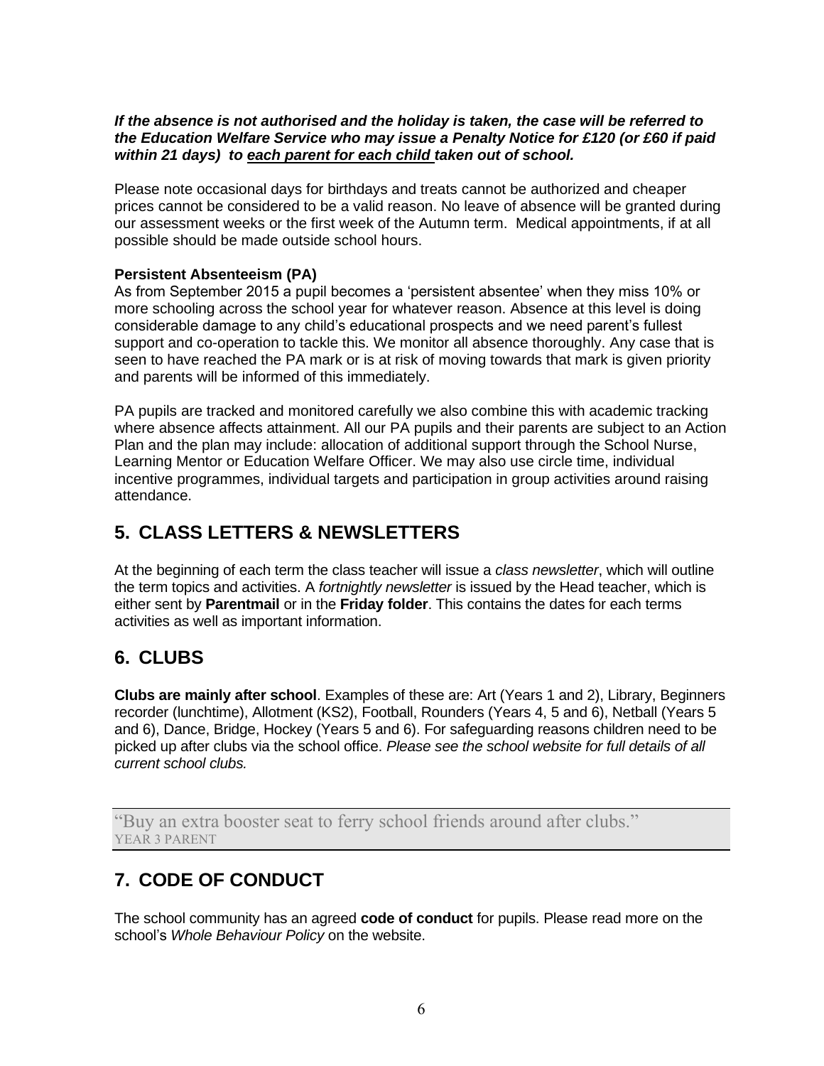***If the absence is not authorised and the holiday is taken, the case will be referred to the Education Welfare Service who may issue a Penalty Notice for £120 (or £60 if paid within 21 days) to <u>each parent for each child</u> taken out of school.***

Please note occasional days for birthdays and treats cannot be authorized and cheaper prices cannot be considered to be a valid reason. No leave of absence will be granted during our assessment weeks or the first week of the Autumn term. Medical appointments, if at all possible should be made outside school hours.

**Persistent Absenteeism (PA)**

As from September 2015 a pupil becomes a 'persistent absentee' when they miss 10% or more schooling across the school year for whatever reason. Absence at this level is doing considerable damage to any child's educational prospects and we need parent's fullest support and co-operation to tackle this. We monitor all absence thoroughly. Any case that is seen to have reached the PA mark or is at risk of moving towards that mark is given priority and parents will be informed of this immediately.

PA pupils are tracked and monitored carefully we also combine this with academic tracking where absence affects attainment. All our PA pupils and their parents are subject to an Action Plan and the plan may include: allocation of additional support through the School Nurse, Learning Mentor or Education Welfare Officer. We may also use circle time, individual incentive programmes, individual targets and participation in group activities around raising attendance.

## 5. CLASS LETTERS & NEWSLETTERS

At the beginning of each term the class teacher will issue a *class newsletter*, which will outline the term topics and activities. A *fortnightly newsletter* is issued by the Head teacher, which is either sent by **Parentmail** or in the **Friday folder**. This contains the dates for each terms activities as well as important information.

## 6. CLUBS

**Clubs are mainly after school**. Examples of these are: Art (Years 1 and 2), Library, Beginners recorder (lunchtime), Allotment (KS2), Football, Rounders (Years 4, 5 and 6), Netball (Years 5 and 6), Dance, Bridge, Hockey (Years 5 and 6). For safeguarding reasons children need to be picked up after clubs via the school office. *Please see the school website for full details of all current school clubs.*

> "Buy an extra booster seat to ferry school friends around after clubs."
> YEAR 3 PARENT

## 7. CODE OF CONDUCT

The school community has an agreed **code of conduct** for pupils. Please read more on the school's *Whole Behaviour Policy* on the website.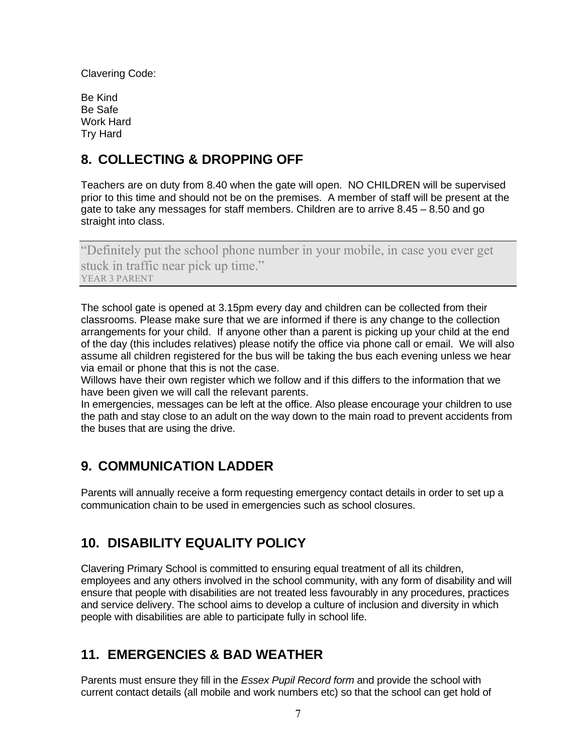Clavering Code:

Be Kind
Be Safe
Work Hard
Try Hard

## 8. COLLECTING & DROPPING OFF

Teachers are on duty from 8.40 when the gate will open. NO CHILDREN will be supervised prior to this time and should not be on the premises. A member of staff will be present at the gate to take any messages for staff members. Children are to arrive 8.45 – 8.50 and go straight into class.

> "Definitely put the school phone number in your mobile, in case you ever get stuck in traffic near pick up time."
> YEAR 3 PARENT

The school gate is opened at 3.15pm every day and children can be collected from their classrooms. Please make sure that we are informed if there is any change to the collection arrangements for your child. If anyone other than a parent is picking up your child at the end of the day (this includes relatives) please notify the office via phone call or email. We will also assume all children registered for the bus will be taking the bus each evening unless we hear via email or phone that this is not the case.
Willows have their own register which we follow and if this differs to the information that we have been given we will call the relevant parents.
In emergencies, messages can be left at the office. Also please encourage your children to use the path and stay close to an adult on the way down to the main road to prevent accidents from the buses that are using the drive.

## 9. COMMUNICATION LADDER

Parents will annually receive a form requesting emergency contact details in order to set up a communication chain to be used in emergencies such as school closures.

## 10. DISABILITY EQUALITY POLICY

Clavering Primary School is committed to ensuring equal treatment of all its children, employees and any others involved in the school community, with any form of disability and will ensure that people with disabilities are not treated less favourably in any procedures, practices and service delivery. The school aims to develop a culture of inclusion and diversity in which people with disabilities are able to participate fully in school life.

## 11. EMERGENCIES & BAD WEATHER

Parents must ensure they fill in the *Essex Pupil Record form* and provide the school with current contact details (all mobile and work numbers etc) so that the school can get hold of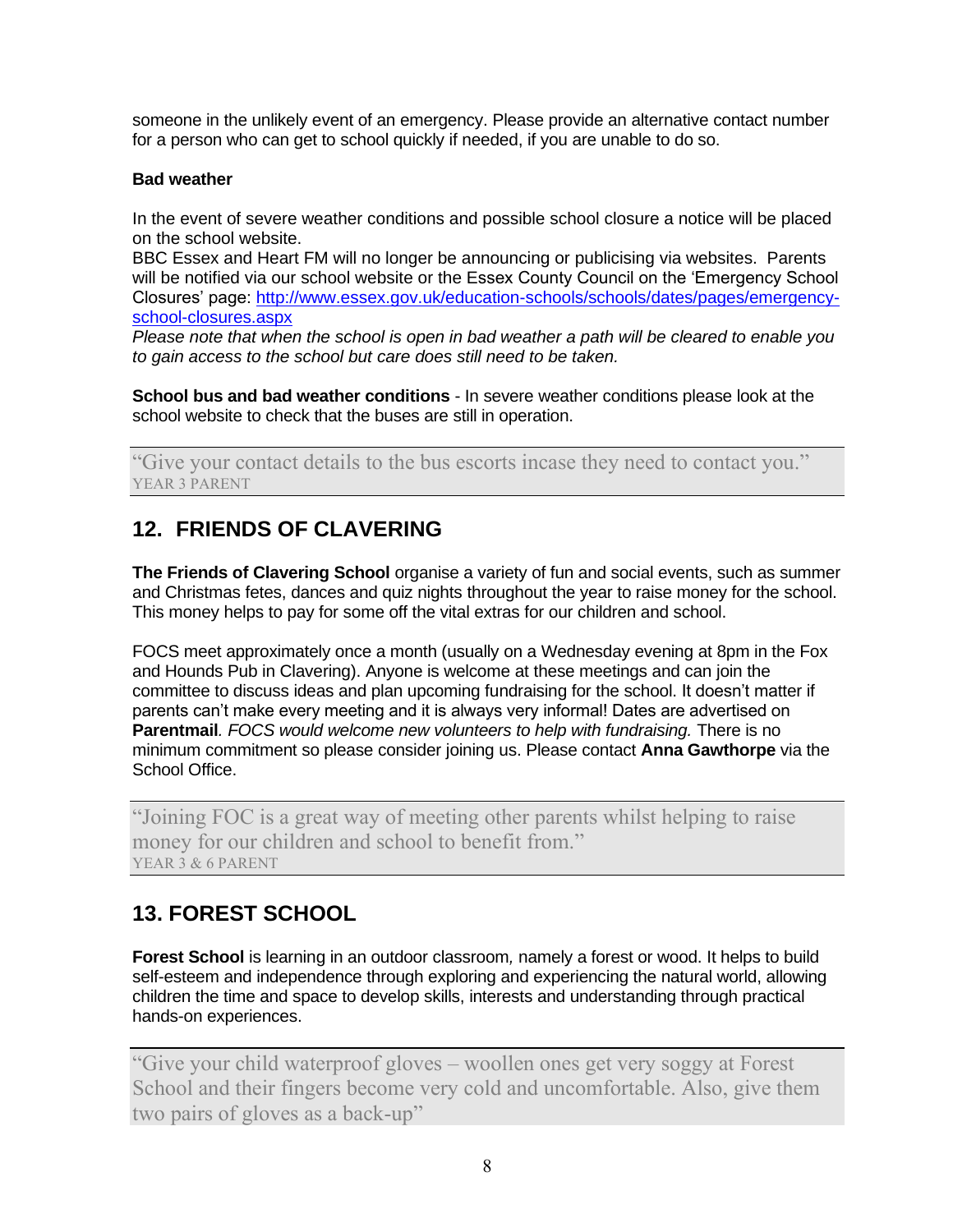someone in the unlikely event of an emergency. Please provide an alternative contact number for a person who can get to school quickly if needed, if you are unable to do so.

**Bad weather**

In the event of severe weather conditions and possible school closure a notice will be placed on the school website.
BBC Essex and Heart FM will no longer be announcing or publicising via websites. Parents will be notified via our school website or the Essex County Council on the 'Emergency School Closures' page: [http://www.essex.gov.uk/education-schools/schools/dates/pages/emergency-school-closures.aspx](http://www.essex.gov.uk/education-schools/schools/dates/pages/emergency-school-closures.aspx)
*Please note that when the school is open in bad weather a path will be cleared to enable you to gain access to the school but care does still need to be taken.*

**School bus and bad weather conditions** - In severe weather conditions please look at the school website to check that the buses are still in operation.

> "Give your contact details to the bus escorts incase they need to contact you."
> YEAR 3 PARENT

## 12. FRIENDS OF CLAVERING

**The Friends of Clavering School** organise a variety of fun and social events, such as summer and Christmas fetes, dances and quiz nights throughout the year to raise money for the school. This money helps to pay for some off the vital extras for our children and school.

FOCS meet approximately once a month (usually on a Wednesday evening at 8pm in the Fox and Hounds Pub in Clavering). Anyone is welcome at these meetings and can join the committee to discuss ideas and plan upcoming fundraising for the school. It doesn't matter if parents can't make every meeting and it is always very informal! Dates are advertised on **Parentmail**. *FOCS would welcome new volunteers to help with fundraising.* There is no minimum commitment so please consider joining us. Please contact **Anna Gawthorpe** via the School Office.

> "Joining FOC is a great way of meeting other parents whilst helping to raise money for our children and school to benefit from."
> YEAR 3 & 6 PARENT

## 13. FOREST SCHOOL

**Forest School** is learning in an outdoor classroom, namely a forest or wood. It helps to build self-esteem and independence through exploring and experiencing the natural world, allowing children the time and space to develop skills, interests and understanding through practical hands-on experiences.

> "Give your child waterproof gloves – woollen ones get very soggy at Forest School and their fingers become very cold and uncomfortable. Also, give them two pairs of gloves as a back-up"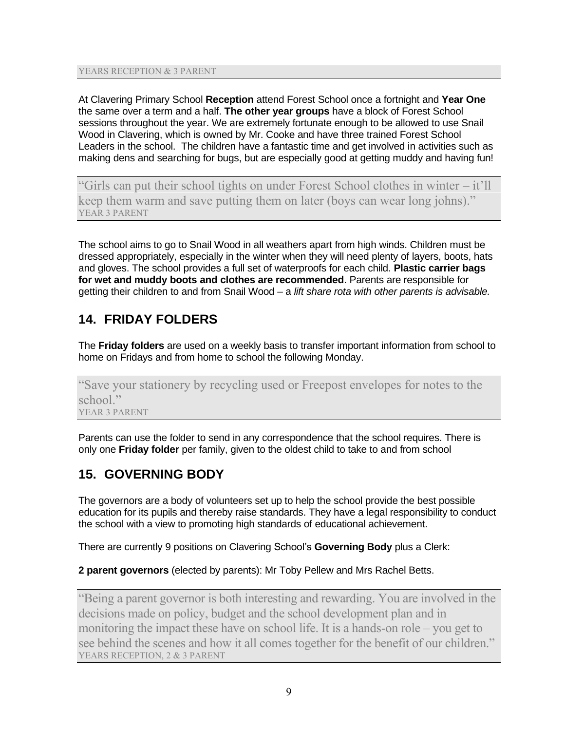YEARS RECEPTION & 3 PARENT

At Clavering Primary School **Reception** attend Forest School once a fortnight and **Year One** the same over a term and a half. **The other year groups** have a block of Forest School sessions throughout the year. We are extremely fortunate enough to be allowed to use Snail Wood in Clavering, which is owned by Mr. Cooke and have three trained Forest School Leaders in the school. The children have a fantastic time and get involved in activities such as making dens and searching for bugs, but are especially good at getting muddy and having fun!

> "Girls can put their school tights on under Forest School clothes in winter – it'll keep them warm and save putting them on later (boys can wear long johns)."
> YEAR 3 PARENT

The school aims to go to Snail Wood in all weathers apart from high winds. Children must be dressed appropriately, especially in the winter when they will need plenty of layers, boots, hats and gloves. The school provides a full set of waterproofs for each child. **Plastic carrier bags for wet and muddy boots and clothes are recommended**. Parents are responsible for getting their children to and from Snail Wood – a *lift share rota with other parents is advisable.*

## 14. FRIDAY FOLDERS

The **Friday folders** are used on a weekly basis to transfer important information from school to home on Fridays and from home to school the following Monday.

> "Save your stationery by recycling used or Freepost envelopes for notes to the school."
> YEAR 3 PARENT

Parents can use the folder to send in any correspondence that the school requires. There is only one **Friday folder** per family, given to the oldest child to take to and from school

## 15. GOVERNING BODY

The governors are a body of volunteers set up to help the school provide the best possible education for its pupils and thereby raise standards. They have a legal responsibility to conduct the school with a view to promoting high standards of educational achievement.

There are currently 9 positions on Clavering School's **Governing Body** plus a Clerk:

**2 parent governors** (elected by parents): Mr Toby Pellew and Mrs Rachel Betts.

> "Being a parent governor is both interesting and rewarding. You are involved in the decisions made on policy, budget and the school development plan and in monitoring the impact these have on school life. It is a hands-on role – you get to see behind the scenes and how it all comes together for the benefit of our children."
> YEARS RECEPTION, 2 & 3 PARENT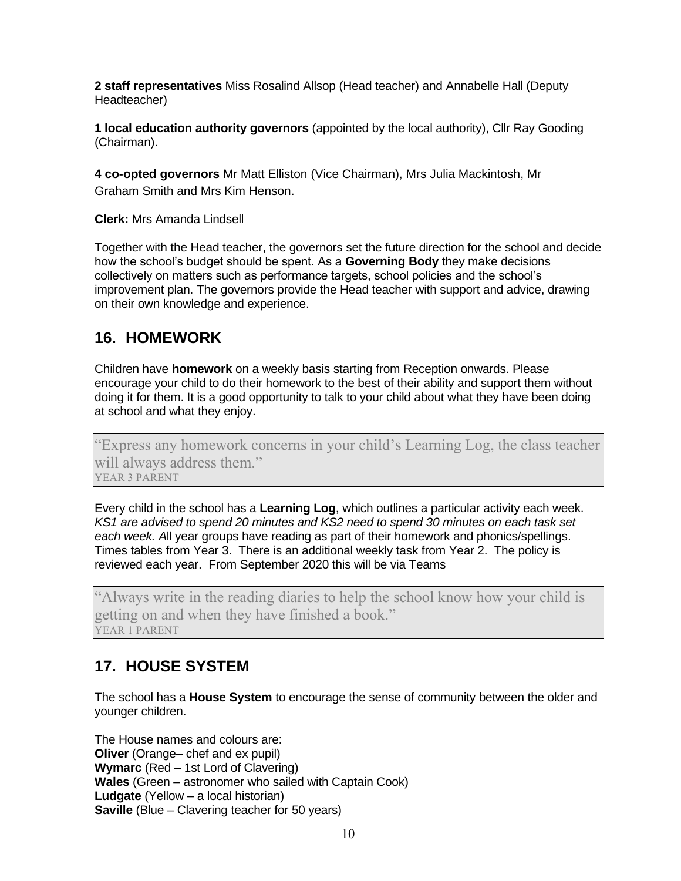**2 staff representatives** Miss Rosalind Allsop (Head teacher) and Annabelle Hall (Deputy Headteacher)

**1 local education authority governors** (appointed by the local authority), Cllr Ray Gooding (Chairman).

**4 co-opted governors** Mr Matt Elliston (Vice Chairman), Mrs Julia Mackintosh, Mr Graham Smith and Mrs Kim Henson.

**Clerk:** Mrs Amanda Lindsell

Together with the Head teacher, the governors set the future direction for the school and decide how the school's budget should be spent. As a **Governing Body** they make decisions collectively on matters such as performance targets, school policies and the school's improvement plan. The governors provide the Head teacher with support and advice, drawing on their own knowledge and experience.

## 16. HOMEWORK

Children have **homework** on a weekly basis starting from Reception onwards. Please encourage your child to do their homework to the best of their ability and support them without doing it for them. It is a good opportunity to talk to your child about what they have been doing at school and what they enjoy.

> "Express any homework concerns in your child's Learning Log, the class teacher will always address them."
> YEAR 3 PARENT

Every child in the school has a **Learning Log**, which outlines a particular activity each week. *KS1 are advised to spend 20 minutes and KS2 need to spend 30 minutes on each task set each week. A*ll year groups have reading as part of their homework and phonics/spellings. Times tables from Year 3. There is an additional weekly task from Year 2. The policy is reviewed each year. From September 2020 this will be via Teams

> "Always write in the reading diaries to help the school know how your child is getting on and when they have finished a book."
> YEAR 1 PARENT

## 17. HOUSE SYSTEM

The school has a **House System** to encourage the sense of community between the older and younger children.

The House names and colours are:
**Oliver** (Orange– chef and ex pupil)
**Wymarc** (Red – 1st Lord of Clavering)
**Wales** (Green – astronomer who sailed with Captain Cook)
**Ludgate** (Yellow – a local historian)
**Saville** (Blue – Clavering teacher for 50 years)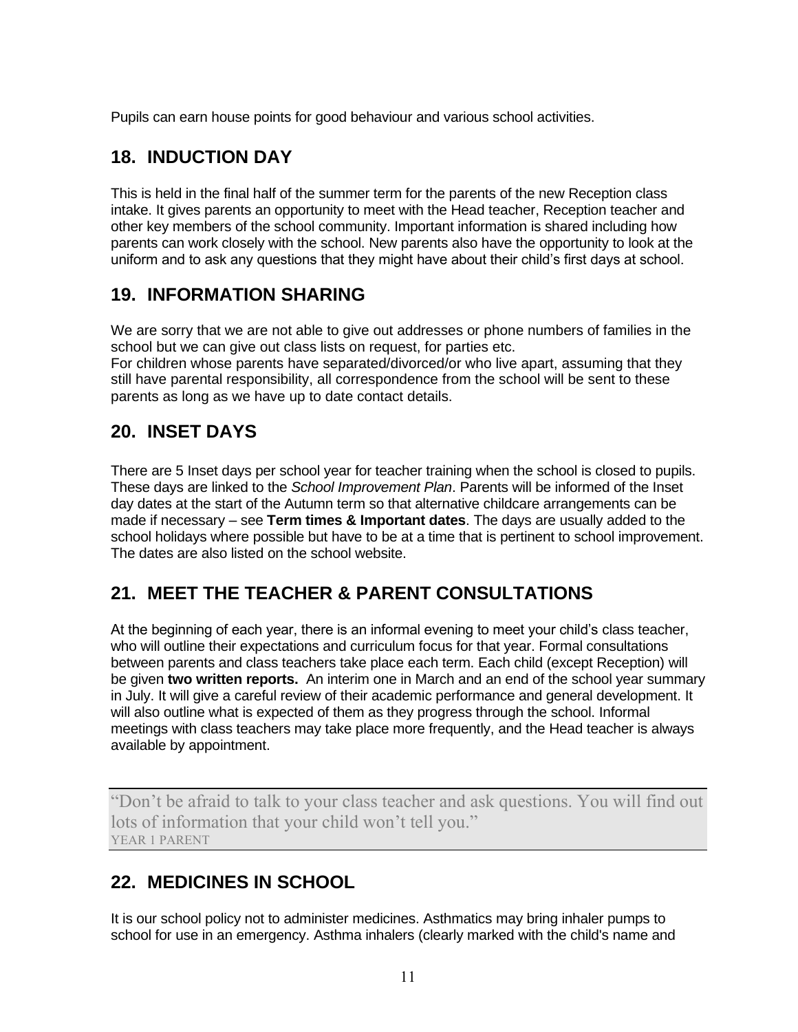Pupils can earn house points for good behaviour and various school activities.

## 18. INDUCTION DAY

This is held in the final half of the summer term for the parents of the new Reception class intake. It gives parents an opportunity to meet with the Head teacher, Reception teacher and other key members of the school community. Important information is shared including how parents can work closely with the school. New parents also have the opportunity to look at the uniform and to ask any questions that they might have about their child's first days at school.

## 19. INFORMATION SHARING

We are sorry that we are not able to give out addresses or phone numbers of families in the school but we can give out class lists on request, for parties etc.
For children whose parents have separated/divorced/or who live apart, assuming that they still have parental responsibility, all correspondence from the school will be sent to these parents as long as we have up to date contact details.

## 20. INSET DAYS

There are 5 Inset days per school year for teacher training when the school is closed to pupils. These days are linked to the *School Improvement Plan*. Parents will be informed of the Inset day dates at the start of the Autumn term so that alternative childcare arrangements can be made if necessary – see **Term times & Important dates**. The days are usually added to the school holidays where possible but have to be at a time that is pertinent to school improvement. The dates are also listed on the school website.

## 21. MEET THE TEACHER & PARENT CONSULTATIONS

At the beginning of each year, there is an informal evening to meet your child's class teacher, who will outline their expectations and curriculum focus for that year. Formal consultations between parents and class teachers take place each term. Each child (except Reception) will be given **two written reports.** An interim one in March and an end of the school year summary in July. It will give a careful review of their academic performance and general development. It will also outline what is expected of them as they progress through the school. Informal meetings with class teachers may take place more frequently, and the Head teacher is always available by appointment.

> "Don't be afraid to talk to your class teacher and ask questions. You will find out lots of information that your child won't tell you."
> YEAR 1 PARENT

## 22. MEDICINES IN SCHOOL

It is our school policy not to administer medicines. Asthmatics may bring inhaler pumps to school for use in an emergency. Asthma inhalers (clearly marked with the child's name and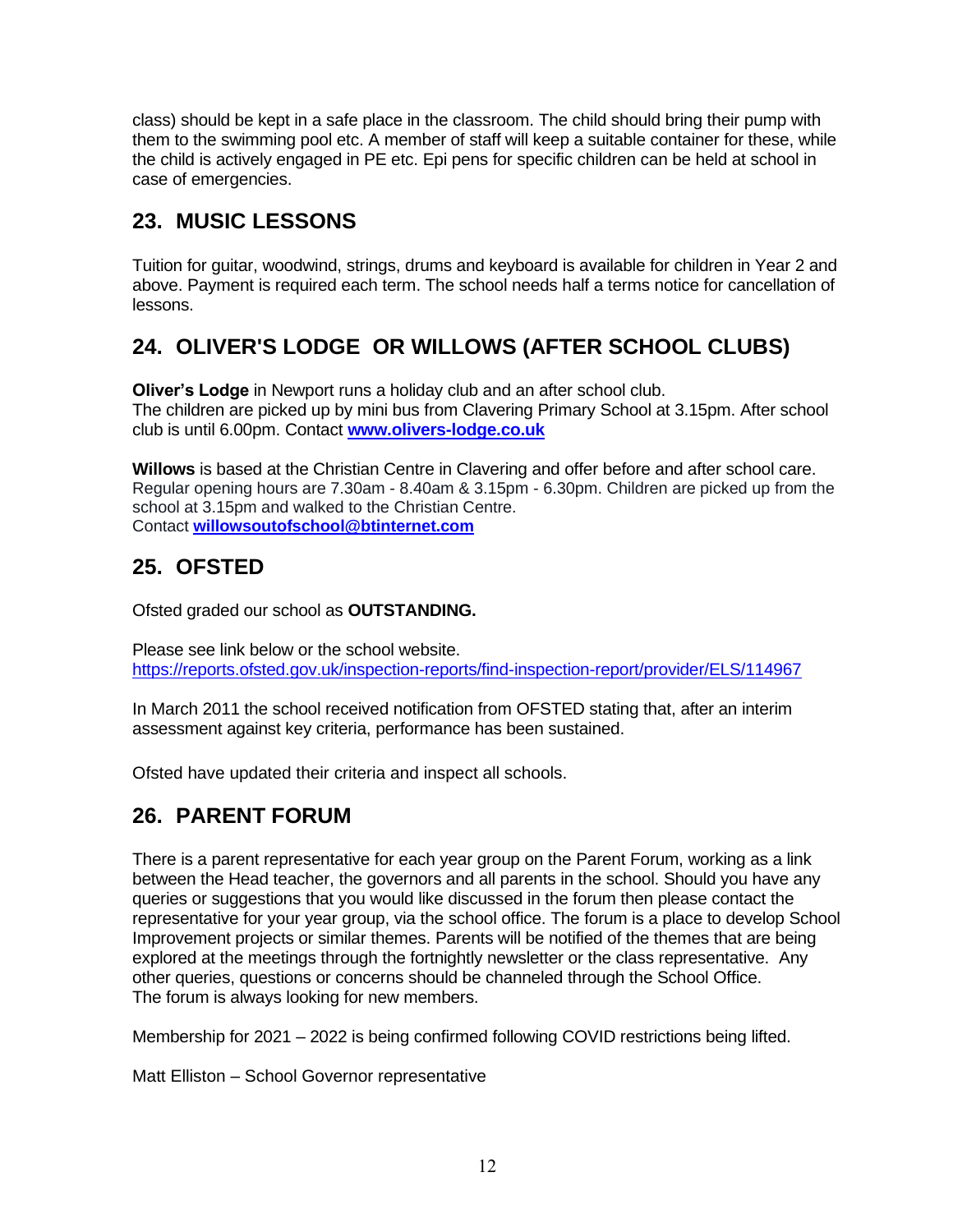class) should be kept in a safe place in the classroom. The child should bring their pump with them to the swimming pool etc. A member of staff will keep a suitable container for these, while the child is actively engaged in PE etc. Epi pens for specific children can be held at school in case of emergencies.

## 23. MUSIC LESSONS

Tuition for guitar, woodwind, strings, drums and keyboard is available for children in Year 2 and above. Payment is required each term. The school needs half a terms notice for cancellation of lessons.

## 24. OLIVER'S LODGE OR WILLOWS (AFTER SCHOOL CLUBS)

**Oliver's Lodge** in Newport runs a holiday club and an after school club.
The children are picked up by mini bus from Clavering Primary School at 3.15pm. After school club is until 6.00pm. Contact **www.olivers-lodge.co.uk**

**Willows** is based at the Christian Centre in Clavering and offer before and after school care. Regular opening hours are 7.30am - 8.40am & 3.15pm - 6.30pm. Children are picked up from the school at 3.15pm and walked to the Christian Centre.
Contact **willowsoutofschool@btinternet.com**

## 25. OFSTED

Ofsted graded our school as **OUTSTANDING.**

Please see link below or the school website.
https://reports.ofsted.gov.uk/inspection-reports/find-inspection-report/provider/ELS/114967

In March 2011 the school received notification from OFSTED stating that, after an interim assessment against key criteria, performance has been sustained.

Ofsted have updated their criteria and inspect all schools.

## 26. PARENT FORUM

There is a parent representative for each year group on the Parent Forum, working as a link between the Head teacher, the governors and all parents in the school. Should you have any queries or suggestions that you would like discussed in the forum then please contact the representative for your year group, via the school office. The forum is a place to develop School Improvement projects or similar themes. Parents will be notified of the themes that are being explored at the meetings through the fortnightly newsletter or the class representative. Any other queries, questions or concerns should be channeled through the School Office.
The forum is always looking for new members.

Membership for 2021 – 2022 is being confirmed following COVID restrictions being lifted.

Matt Elliston – School Governor representative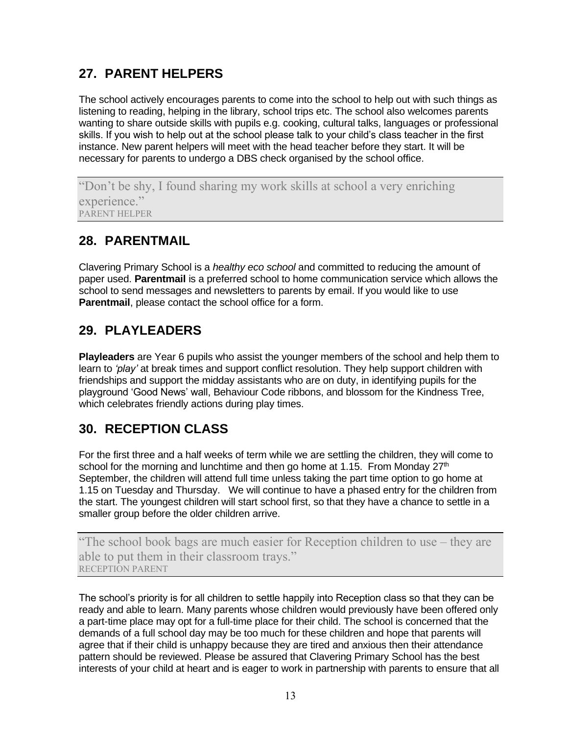## 27. PARENT HELPERS

The school actively encourages parents to come into the school to help out with such things as listening to reading, helping in the library, school trips etc. The school also welcomes parents wanting to share outside skills with pupils e.g. cooking, cultural talks, languages or professional skills. If you wish to help out at the school please talk to your child's class teacher in the first instance. New parent helpers will meet with the head teacher before they start. It will be necessary for parents to undergo a DBS check organised by the school office.

> "Don't be shy, I found sharing my work skills at school a very enriching experience."
> PARENT HELPER

## 28. PARENTMAIL

Clavering Primary School is a *healthy eco school* and committed to reducing the amount of paper used. **Parentmail** is a preferred school to home communication service which allows the school to send messages and newsletters to parents by email. If you would like to use **Parentmail**, please contact the school office for a form.

## 29. PLAYLEADERS

**Playleaders** are Year 6 pupils who assist the younger members of the school and help them to learn to *'play'* at break times and support conflict resolution. They help support children with friendships and support the midday assistants who are on duty, in identifying pupils for the playground 'Good News' wall, Behaviour Code ribbons, and blossom for the Kindness Tree, which celebrates friendly actions during play times.

## 30. RECEPTION CLASS

For the first three and a half weeks of term while we are settling the children, they will come to school for the morning and lunchtime and then go home at 1.15. From Monday 27th September, the children will attend full time unless taking the part time option to go home at 1.15 on Tuesday and Thursday. We will continue to have a phased entry for the children from the start. The youngest children will start school first, so that they have a chance to settle in a smaller group before the older children arrive.

> "The school book bags are much easier for Reception children to use – they are able to put them in their classroom trays."
> RECEPTION PARENT

The school's priority is for all children to settle happily into Reception class so that they can be ready and able to learn. Many parents whose children would previously have been offered only a part-time place may opt for a full-time place for their child. The school is concerned that the demands of a full school day may be too much for these children and hope that parents will agree that if their child is unhappy because they are tired and anxious then their attendance pattern should be reviewed. Please be assured that Clavering Primary School has the best interests of your child at heart and is eager to work in partnership with parents to ensure that all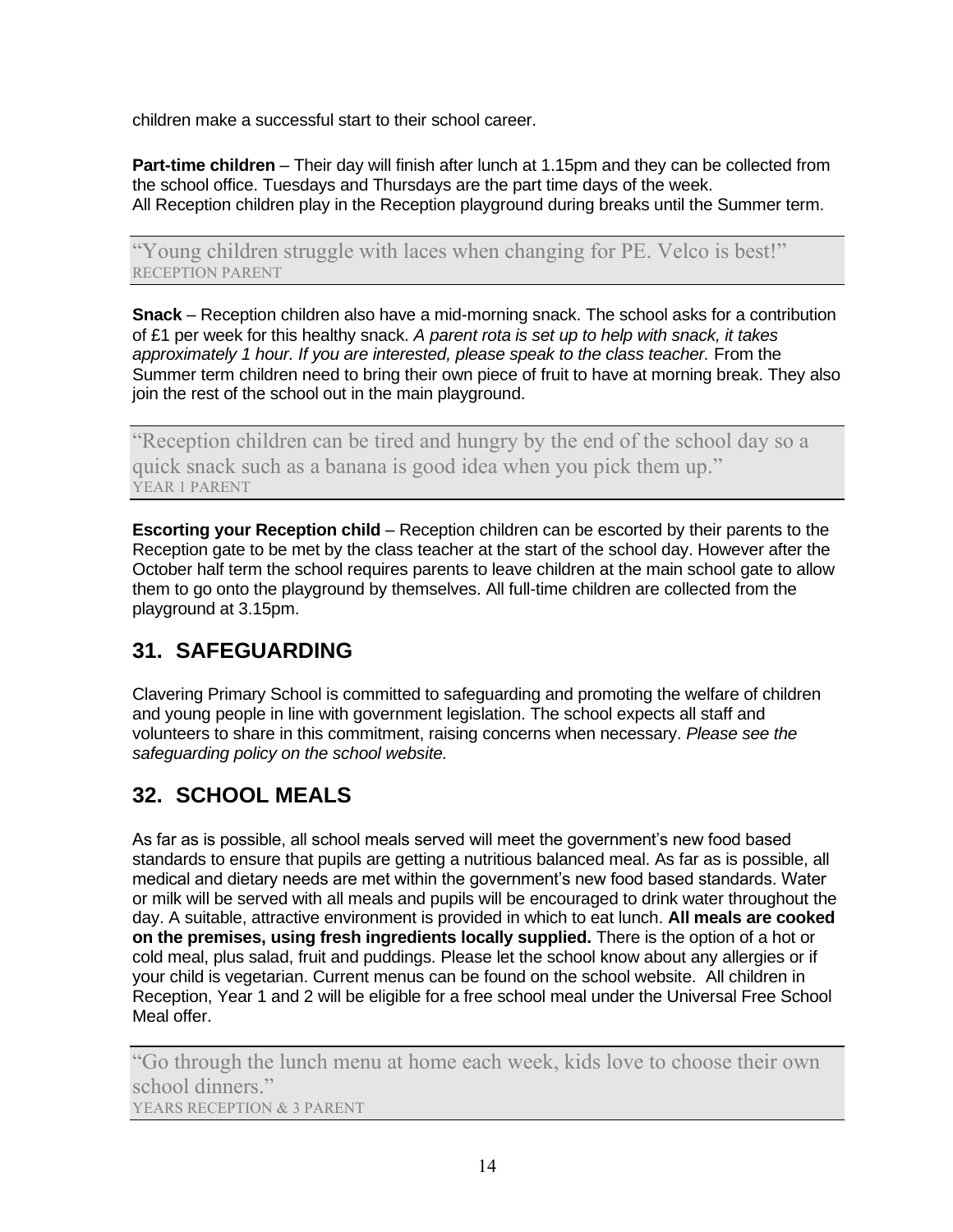children make a successful start to their school career.

**Part-time children** – Their day will finish after lunch at 1.15pm and they can be collected from the school office. Tuesdays and Thursdays are the part time days of the week.
All Reception children play in the Reception playground during breaks until the Summer term.

> "Young children struggle with laces when changing for PE. Velco is best!"
> RECEPTION PARENT

**Snack** – Reception children also have a mid-morning snack. The school asks for a contribution of £1 per week for this healthy snack. *A parent rota is set up to help with snack, it takes approximately 1 hour. If you are interested, please speak to the class teacher.* From the Summer term children need to bring their own piece of fruit to have at morning break. They also join the rest of the school out in the main playground.

> "Reception children can be tired and hungry by the end of the school day so a quick snack such as a banana is good idea when you pick them up."
> YEAR 1 PARENT

**Escorting your Reception child** – Reception children can be escorted by their parents to the Reception gate to be met by the class teacher at the start of the school day. However after the October half term the school requires parents to leave children at the main school gate to allow them to go onto the playground by themselves. All full-time children are collected from the playground at 3.15pm.

## 31. SAFEGUARDING

Clavering Primary School is committed to safeguarding and promoting the welfare of children and young people in line with government legislation. The school expects all staff and volunteers to share in this commitment, raising concerns when necessary. *Please see the safeguarding policy on the school website.*

## 32. SCHOOL MEALS

As far as is possible, all school meals served will meet the government's new food based standards to ensure that pupils are getting a nutritious balanced meal. As far as is possible, all medical and dietary needs are met within the government's new food based standards. Water or milk will be served with all meals and pupils will be encouraged to drink water throughout the day. A suitable, attractive environment is provided in which to eat lunch. **All meals are cooked on the premises, using fresh ingredients locally supplied.** There is the option of a hot or cold meal, plus salad, fruit and puddings. Please let the school know about any allergies or if your child is vegetarian. Current menus can be found on the school website. All children in Reception, Year 1 and 2 will be eligible for a free school meal under the Universal Free School Meal offer.

> "Go through the lunch menu at home each week, kids love to choose their own school dinners."
> YEARS RECEPTION & 3 PARENT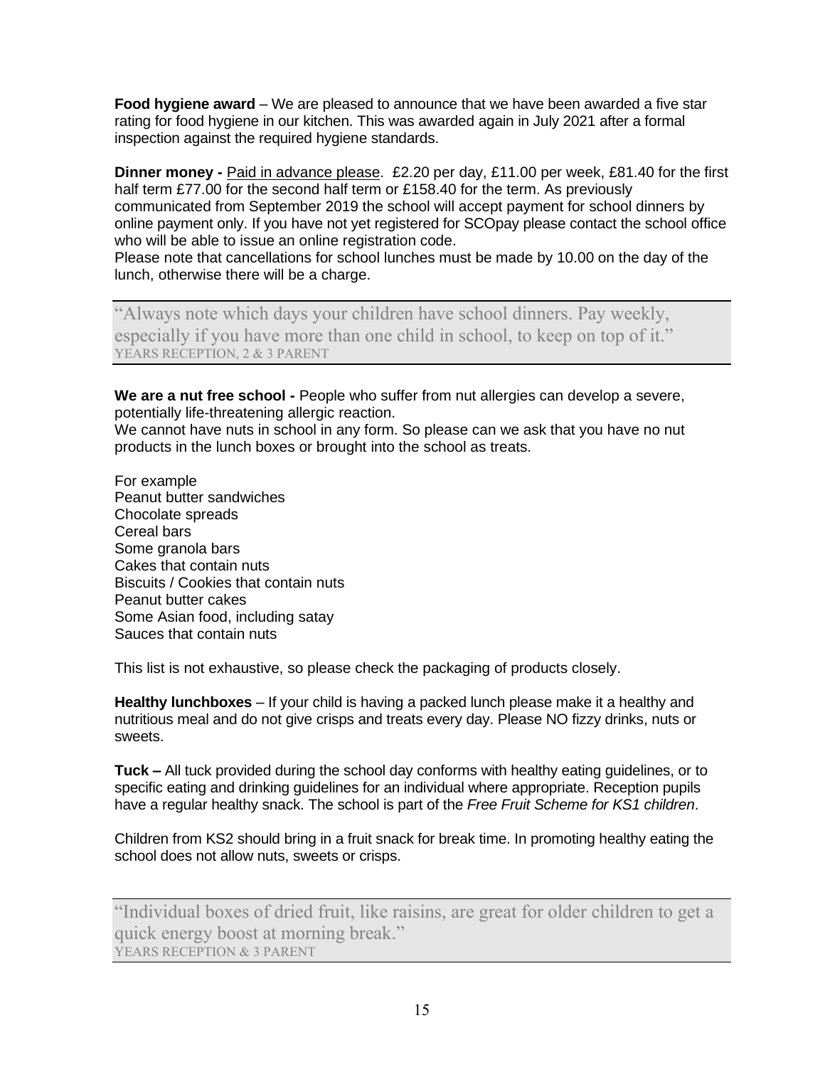**Food hygiene award** – We are pleased to announce that we have been awarded a five star rating for food hygiene in our kitchen. This was awarded again in July 2021 after a formal inspection against the required hygiene standards.

**Dinner money -** Paid in advance please. £2.20 per day, £11.00 per week, £81.40 for the first half term £77.00 for the second half term or £158.40 for the term. As previously communicated from September 2019 the school will accept payment for school dinners by online payment only. If you have not yet registered for SCOpay please contact the school office who will be able to issue an online registration code.
Please note that cancellations for school lunches must be made by 10.00 on the day of the lunch, otherwise there will be a charge.

> "Always note which days your children have school dinners. Pay weekly, especially if you have more than one child in school, to keep on top of it."
> YEARS RECEPTION, 2 & 3 PARENT

**We are a nut free school -** People who suffer from nut allergies can develop a severe, potentially life-threatening allergic reaction.
We cannot have nuts in school in any form. So please can we ask that you have no nut products in the lunch boxes or brought into the school as treats.

For example
Peanut butter sandwiches
Chocolate spreads
Cereal bars
Some granola bars
Cakes that contain nuts
Biscuits / Cookies that contain nuts
Peanut butter cakes
Some Asian food, including satay
Sauces that contain nuts

This list is not exhaustive, so please check the packaging of products closely.

**Healthy lunchboxes** – If your child is having a packed lunch please make it a healthy and nutritious meal and do not give crisps and treats every day. Please NO fizzy drinks, nuts or sweets.

**Tuck –** All tuck provided during the school day conforms with healthy eating guidelines, or to specific eating and drinking guidelines for an individual where appropriate. Reception pupils have a regular healthy snack. The school is part of the *Free Fruit Scheme for KS1 children*.

Children from KS2 should bring in a fruit snack for break time. In promoting healthy eating the school does not allow nuts, sweets or crisps.

> "Individual boxes of dried fruit, like raisins, are great for older children to get a quick energy boost at morning break."
> YEARS RECEPTION & 3 PARENT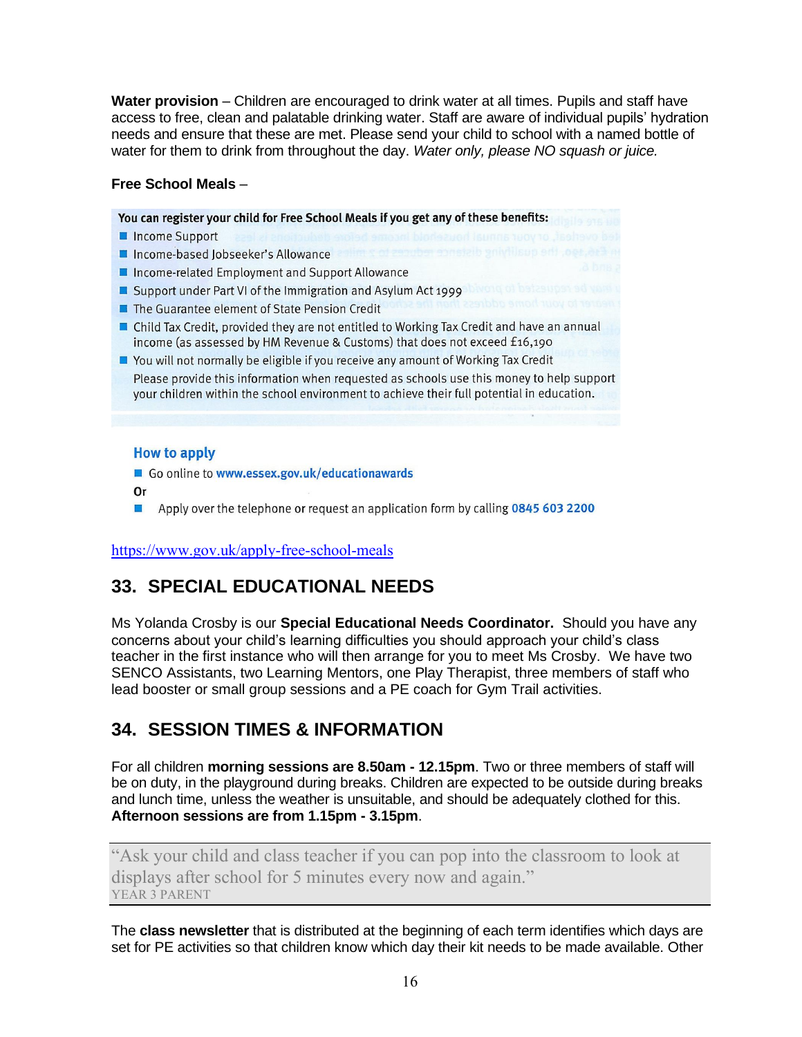**Water provision** – Children are encouraged to drink water at all times. Pupils and staff have access to free, clean and palatable drinking water. Staff are aware of individual pupils' hydration needs and ensure that these are met. Please send your child to school with a named bottle of water for them to drink from throughout the day. *Water only, please NO squash or juice.*

**Free School Meals** –

**You can register your child for Free School Meals if you get any of these benefits:**

- Income Support
- Income-based Jobseeker's Allowance
- Income-related Employment and Support Allowance
- Support under Part VI of the Immigration and Asylum Act 1999
- The Guarantee element of State Pension Credit
- Child Tax Credit, provided they are not entitled to Working Tax Credit and have an annual income (as assessed by HM Revenue & Customs) that does not exceed £16,190
- You will not normally be eligible if you receive any amount of Working Tax Credit

Please provide this information when requested as schools use this money to help support your children within the school environment to achieve their full potential in education.

### How to apply

- Go online to **www.essex.gov.uk/educationawards**

**Or**

- Apply over the telephone or request an application form by calling **0845 603 2200**

https://www.gov.uk/apply-free-school-meals

## 33. SPECIAL EDUCATIONAL NEEDS

Ms Yolanda Crosby is our **Special Educational Needs Coordinator.** Should you have any concerns about your child's learning difficulties you should approach your child's class teacher in the first instance who will then arrange for you to meet Ms Crosby. We have two SENCO Assistants, two Learning Mentors, one Play Therapist, three members of staff who lead booster or small group sessions and a PE coach for Gym Trail activities.

## 34. SESSION TIMES & INFORMATION

For all children **morning sessions are 8.50am - 12.15pm**. Two or three members of staff will be on duty, in the playground during breaks. Children are expected to be outside during breaks and lunch time, unless the weather is unsuitable, and should be adequately clothed for this. **Afternoon sessions are from 1.15pm - 3.15pm**.

> "Ask your child and class teacher if you can pop into the classroom to look at displays after school for 5 minutes every now and again."
> YEAR 3 PARENT

The **class newsletter** that is distributed at the beginning of each term identifies which days are set for PE activities so that children know which day their kit needs to be made available. Other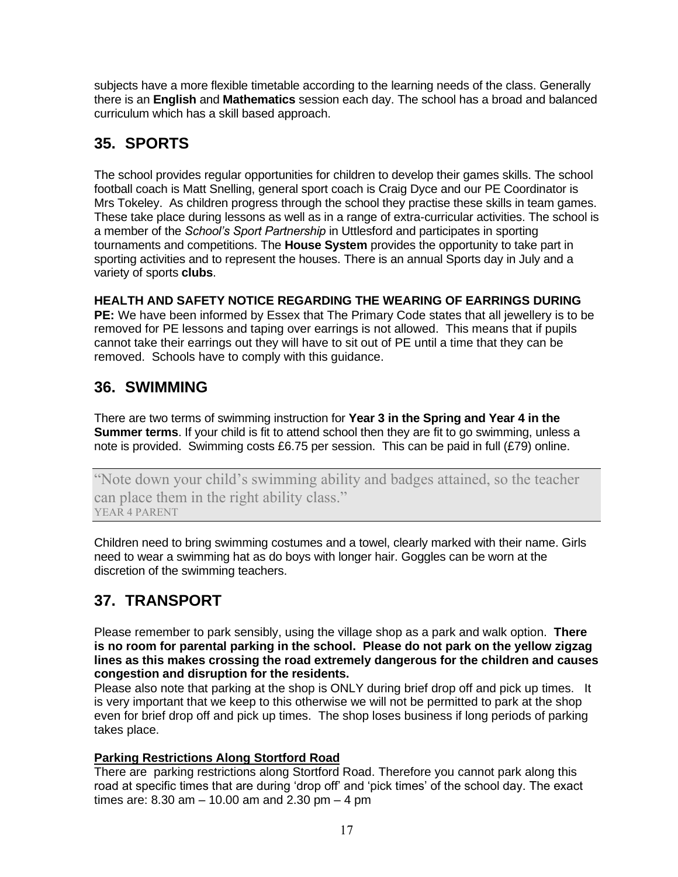subjects have a more flexible timetable according to the learning needs of the class. Generally there is an **English** and **Mathematics** session each day. The school has a broad and balanced curriculum which has a skill based approach.

## 35. SPORTS

The school provides regular opportunities for children to develop their games skills. The school football coach is Matt Snelling, general sport coach is Craig Dyce and our PE Coordinator is Mrs Tokeley. As children progress through the school they practise these skills in team games. These take place during lessons as well as in a range of extra-curricular activities. The school is a member of the *School's Sport Partnership* in Uttlesford and participates in sporting tournaments and competitions. The **House System** provides the opportunity to take part in sporting activities and to represent the houses. There is an annual Sports day in July and a variety of sports **clubs**.

**HEALTH AND SAFETY NOTICE REGARDING THE WEARING OF EARRINGS DURING PE:** We have been informed by Essex that The Primary Code states that all jewellery is to be removed for PE lessons and taping over earrings is not allowed. This means that if pupils cannot take their earrings out they will have to sit out of PE until a time that they can be removed. Schools have to comply with this guidance.

## 36. SWIMMING

There are two terms of swimming instruction for **Year 3 in the Spring and Year 4 in the Summer terms**. If your child is fit to attend school then they are fit to go swimming, unless a note is provided. Swimming costs £6.75 per session. This can be paid in full (£79) online.

> "Note down your child's swimming ability and badges attained, so the teacher can place them in the right ability class."
> YEAR 4 PARENT

Children need to bring swimming costumes and a towel, clearly marked with their name. Girls need to wear a swimming hat as do boys with longer hair. Goggles can be worn at the discretion of the swimming teachers.

## 37. TRANSPORT

Please remember to park sensibly, using the village shop as a park and walk option. **There is no room for parental parking in the school. Please do not park on the yellow zigzag lines as this makes crossing the road extremely dangerous for the children and causes congestion and disruption for the residents.**

Please also note that parking at the shop is ONLY during brief drop off and pick up times. It is very important that we keep to this otherwise we will not be permitted to park at the shop even for brief drop off and pick up times. The shop loses business if long periods of parking takes place.

**Parking Restrictions Along Stortford Road**

There are parking restrictions along Stortford Road. Therefore you cannot park along this road at specific times that are during 'drop off' and 'pick times' of the school day. The exact times are: 8.30 am – 10.00 am and 2.30 pm – 4 pm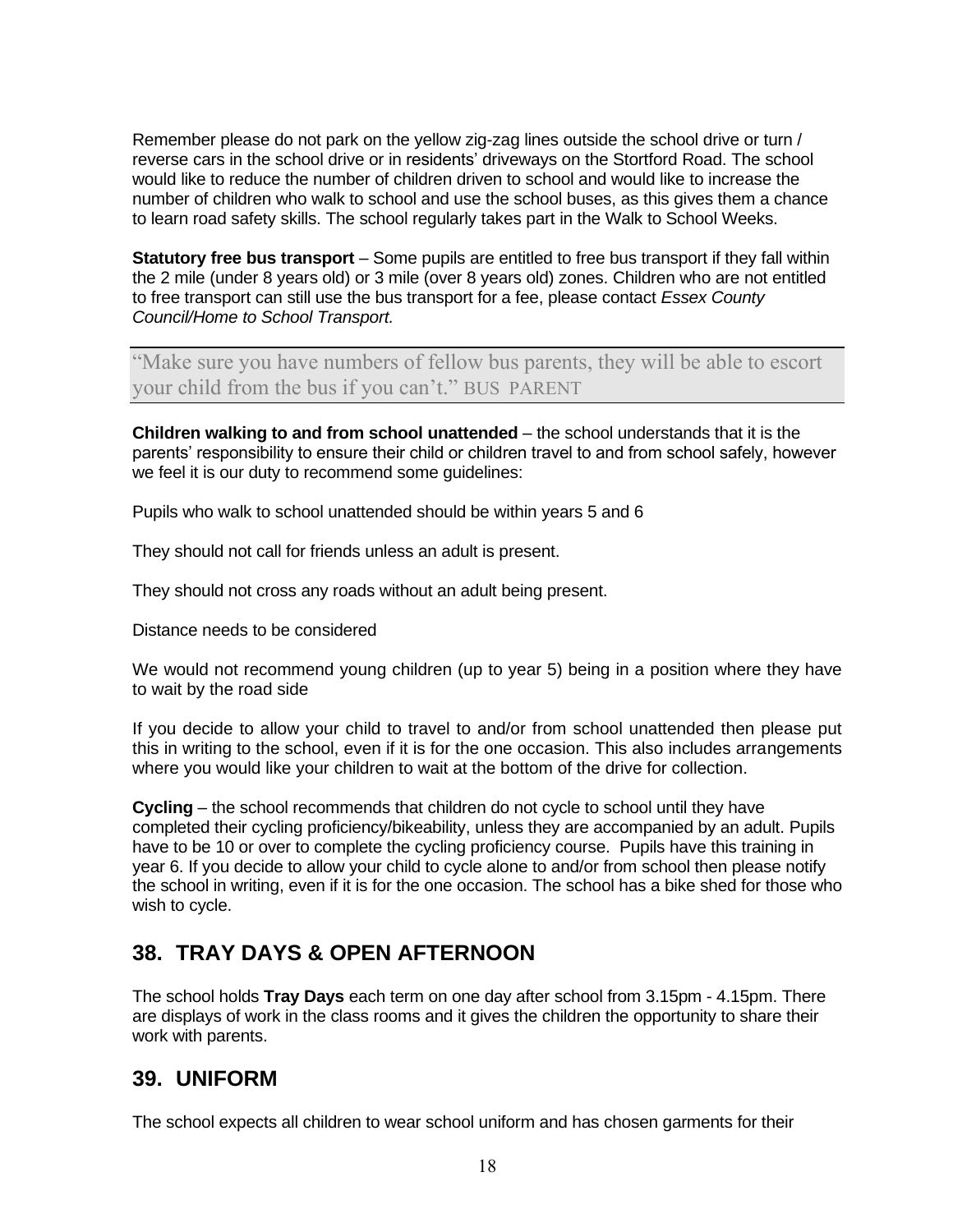Remember please do not park on the yellow zig-zag lines outside the school drive or turn / reverse cars in the school drive or in residents' driveways on the Stortford Road. The school would like to reduce the number of children driven to school and would like to increase the number of children who walk to school and use the school buses, as this gives them a chance to learn road safety skills. The school regularly takes part in the Walk to School Weeks.

**Statutory free bus transport** – Some pupils are entitled to free bus transport if they fall within the 2 mile (under 8 years old) or 3 mile (over 8 years old) zones. Children who are not entitled to free transport can still use the bus transport for a fee, please contact *Essex County Council/Home to School Transport.*

> "Make sure you have numbers of fellow bus parents, they will be able to escort your child from the bus if you can't." BUS PARENT

**Children walking to and from school unattended** – the school understands that it is the parents' responsibility to ensure their child or children travel to and from school safely, however we feel it is our duty to recommend some guidelines:

Pupils who walk to school unattended should be within years 5 and 6

They should not call for friends unless an adult is present.

They should not cross any roads without an adult being present.

Distance needs to be considered

We would not recommend young children (up to year 5) being in a position where they have to wait by the road side

If you decide to allow your child to travel to and/or from school unattended then please put this in writing to the school, even if it is for the one occasion. This also includes arrangements where you would like your children to wait at the bottom of the drive for collection.

**Cycling** – the school recommends that children do not cycle to school until they have completed their cycling proficiency/bikeability, unless they are accompanied by an adult. Pupils have to be 10 or over to complete the cycling proficiency course. Pupils have this training in year 6. If you decide to allow your child to cycle alone to and/or from school then please notify the school in writing, even if it is for the one occasion. The school has a bike shed for those who wish to cycle.

## 38. TRAY DAYS & OPEN AFTERNOON

The school holds **Tray Days** each term on one day after school from 3.15pm - 4.15pm. There are displays of work in the class rooms and it gives the children the opportunity to share their work with parents.

## 39. UNIFORM

The school expects all children to wear school uniform and has chosen garments for their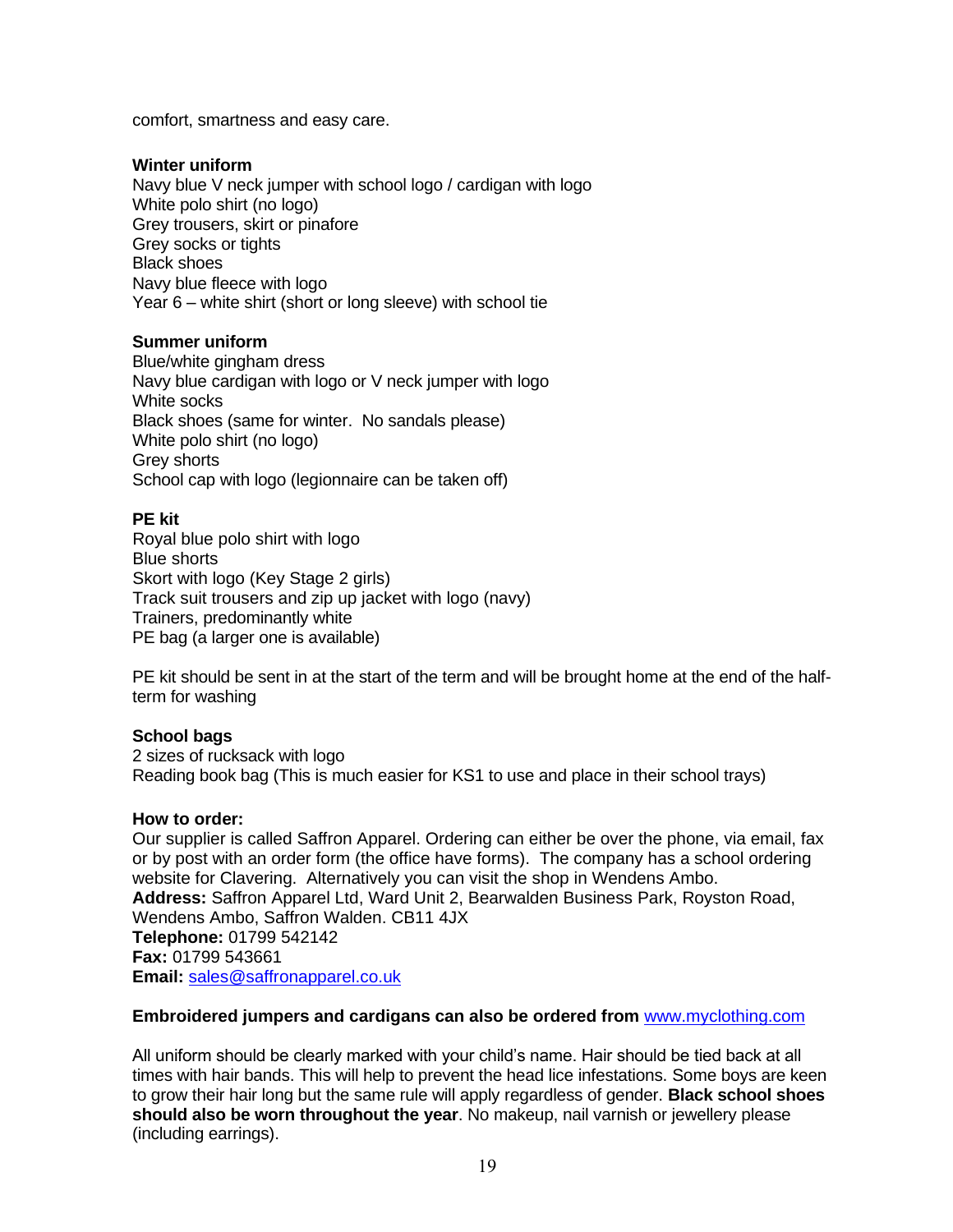comfort, smartness and easy care.

**Winter uniform**
Navy blue V neck jumper with school logo / cardigan with logo
White polo shirt (no logo)
Grey trousers, skirt or pinafore
Grey socks or tights
Black shoes
Navy blue fleece with logo
Year 6 – white shirt (short or long sleeve) with school tie

**Summer uniform**
Blue/white gingham dress
Navy blue cardigan with logo or V neck jumper with logo
White socks
Black shoes (same for winter. No sandals please)
White polo shirt (no logo)
Grey shorts
School cap with logo (legionnaire can be taken off)

**PE kit**
Royal blue polo shirt with logo
Blue shorts
Skort with logo (Key Stage 2 girls)
Track suit trousers and zip up jacket with logo (navy)
Trainers, predominantly white
PE bag (a larger one is available)

PE kit should be sent in at the start of the term and will be brought home at the end of the half-term for washing

**School bags**
2 sizes of rucksack with logo
Reading book bag (This is much easier for KS1 to use and place in their school trays)

**How to order:**
Our supplier is called Saffron Apparel. Ordering can either be over the phone, via email, fax or by post with an order form (the office have forms). The company has a school ordering website for Clavering. Alternatively you can visit the shop in Wendens Ambo.
**Address:** Saffron Apparel Ltd, Ward Unit 2, Bearwalden Business Park, Royston Road, Wendens Ambo, Saffron Walden. CB11 4JX
**Telephone:** 01799 542142
**Fax:** 01799 543661
**Email:** sales@saffronapparel.co.uk

**Embroidered jumpers and cardigans can also be ordered from** www.myclothing.com

All uniform should be clearly marked with your child's name. Hair should be tied back at all times with hair bands. This will help to prevent the head lice infestations. Some boys are keen to grow their hair long but the same rule will apply regardless of gender. **Black school shoes should also be worn throughout the year**. No makeup, nail varnish or jewellery please (including earrings).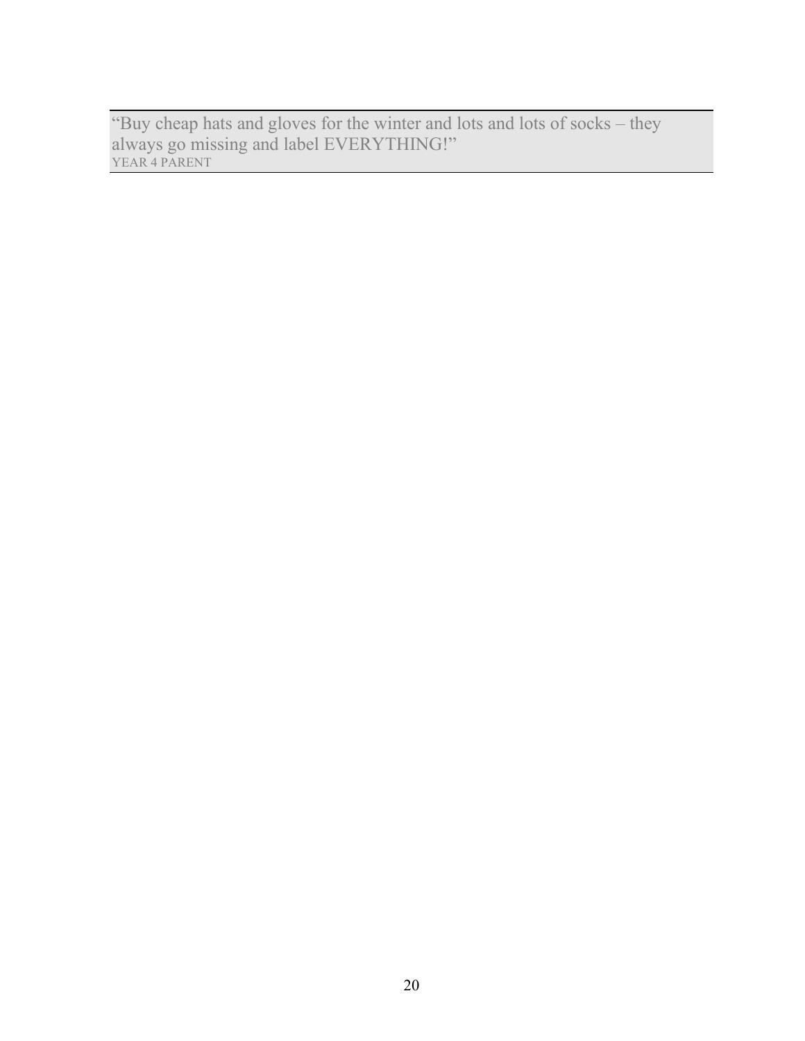> "Buy cheap hats and gloves for the winter and lots and lots of socks – they always go missing and label EVERYTHING!"
> YEAR 4 PARENT